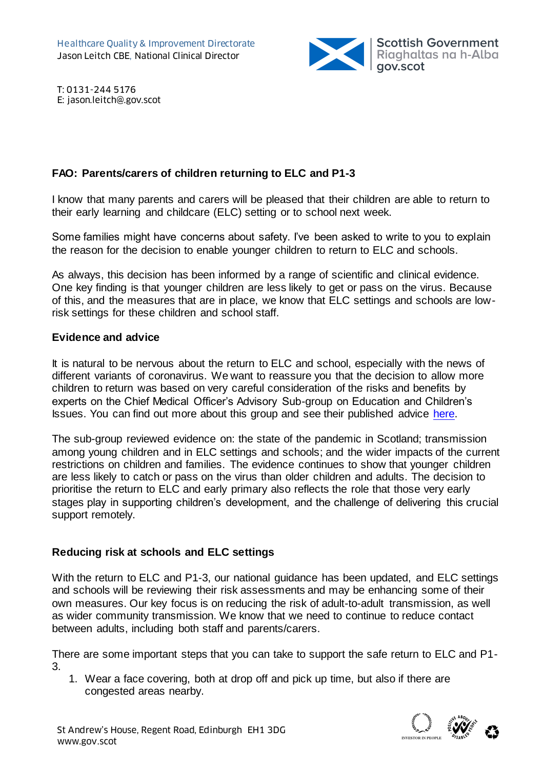Healthcare Quality & Improvement Directorate
Jason Leitch CBE, National Clinical Director

Scottish Government
Riaghaltas na h-Alba
gov.scot

T: 0131-244 5176
E: jason.leitch@gov.scot

**FAO: Parents/carers of children returning to ELC and P1-3**

I know that many parents and carers will be pleased that their children are able to return to their early learning and childcare (ELC) setting or to school next week.

Some families might have concerns about safety. I've been asked to write to you to explain the reason for the decision to enable younger children to return to ELC and schools.

As always, this decision has been informed by a range of scientific and clinical evidence. One key finding is that younger children are less likely to get or pass on the virus. Because of this, and the measures that are in place, we know that ELC settings and schools are low-risk settings for these children and school staff.

**Evidence and advice**

It is natural to be nervous about the return to ELC and school, especially with the news of different variants of coronavirus. We want to reassure you that the decision to allow more children to return was based on very careful consideration of the risks and benefits by experts on the Chief Medical Officer's Advisory Sub-group on Education and Children's Issues. You can find out more about this group and see their published advice here.

The sub-group reviewed evidence on: the state of the pandemic in Scotland; transmission among young children and in ELC settings and schools; and the wider impacts of the current restrictions on children and families. The evidence continues to show that younger children are less likely to catch or pass on the virus than older children and adults. The decision to prioritise the return to ELC and early primary also reflects the role that those very early stages play in supporting children's development, and the challenge of delivering this crucial support remotely.

**Reducing risk at schools and ELC settings**

With the return to ELC and P1-3, our national guidance has been updated, and ELC settings and schools will be reviewing their risk assessments and may be enhancing some of their own measures. Our key focus is on reducing the risk of adult-to-adult transmission, as well as wider community transmission. We know that we need to continue to reduce contact between adults, including both staff and parents/carers.

There are some important steps that you can take to support the safe return to ELC and P1-3.

1. Wear a face covering, both at drop off and pick up time, but also if there are congested areas nearby.

St Andrew's House, Regent Road, Edinburgh EH1 3DG
www.gov.scot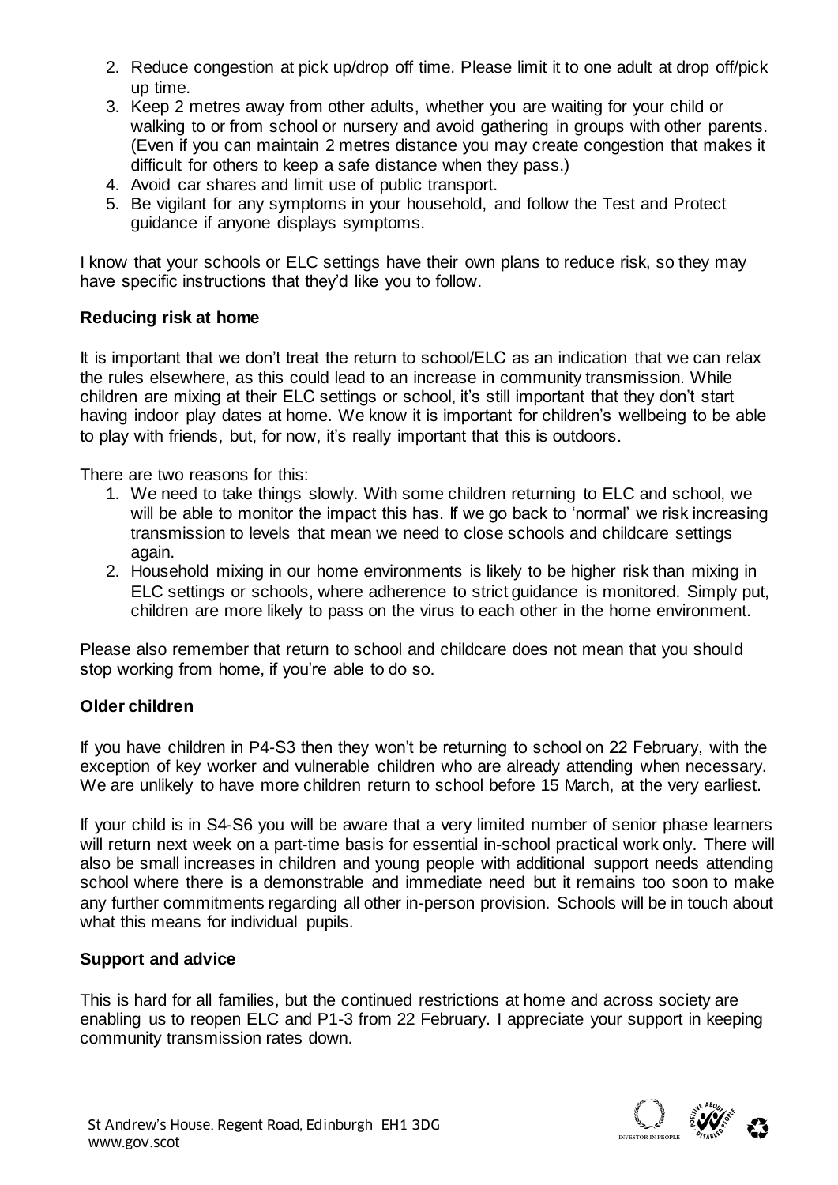2. Reduce congestion at pick up/drop off time. Please limit it to one adult at drop off/pick up time.
3. Keep 2 metres away from other adults, whether you are waiting for your child or walking to or from school or nursery and avoid gathering in groups with other parents. (Even if you can maintain 2 metres distance you may create congestion that makes it difficult for others to keep a safe distance when they pass.)
4. Avoid car shares and limit use of public transport.
5. Be vigilant for any symptoms in your household, and follow the Test and Protect guidance if anyone displays symptoms.

I know that your schools or ELC settings have their own plans to reduce risk, so they may have specific instructions that they'd like you to follow.

**Reducing risk at home**

It is important that we don't treat the return to school/ELC as an indication that we can relax the rules elsewhere, as this could lead to an increase in community transmission. While children are mixing at their ELC settings or school, it's still important that they don't start having indoor play dates at home. We know it is important for children's wellbeing to be able to play with friends, but, for now, it's really important that this is outdoors.

There are two reasons for this:

1. We need to take things slowly. With some children returning to ELC and school, we will be able to monitor the impact this has. If we go back to 'normal' we risk increasing transmission to levels that mean we need to close schools and childcare settings again.
2. Household mixing in our home environments is likely to be higher risk than mixing in ELC settings or schools, where adherence to strict guidance is monitored. Simply put, children are more likely to pass on the virus to each other in the home environment.

Please also remember that return to school and childcare does not mean that you should stop working from home, if you're able to do so.

**Older children**

If you have children in P4-S3 then they won't be returning to school on 22 February, with the exception of key worker and vulnerable children who are already attending when necessary. We are unlikely to have more children return to school before 15 March, at the very earliest.

If your child is in S4-S6 you will be aware that a very limited number of senior phase learners will return next week on a part-time basis for essential in-school practical work only. There will also be small increases in children and young people with additional support needs attending school where there is a demonstrable and immediate need but it remains too soon to make any further commitments regarding all other in-person provision. Schools will be in touch about what this means for individual pupils.

**Support and advice**

This is hard for all families, but the continued restrictions at home and across society are enabling us to reopen ELC and P1-3 from 22 February. I appreciate your support in keeping community transmission rates down.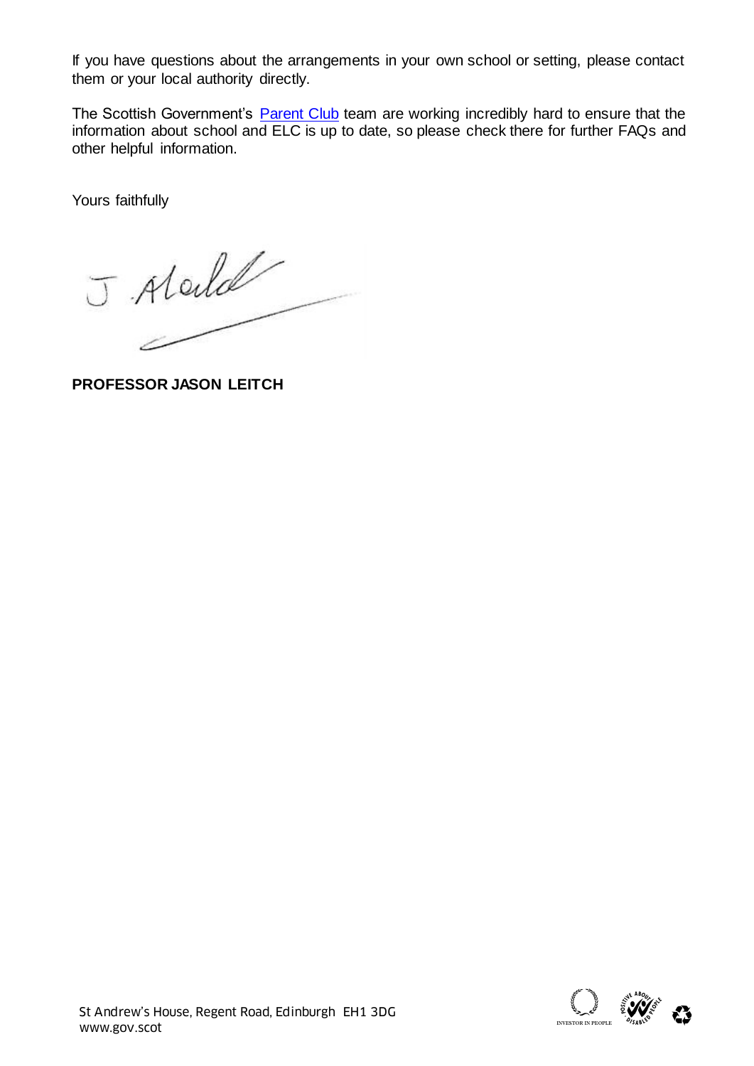If you have questions about the arrangements in your own school or setting, please contact them or your local authority directly.

The Scottish Government's Parent Club team are working incredibly hard to ensure that the information about school and ELC is up to date, so please check there for further FAQs and other helpful information.

Yours faithfully

**PROFESSOR JASON LEITCH**

St Andrew's House, Regent Road, Edinburgh EH1 3DG
www.gov.scot